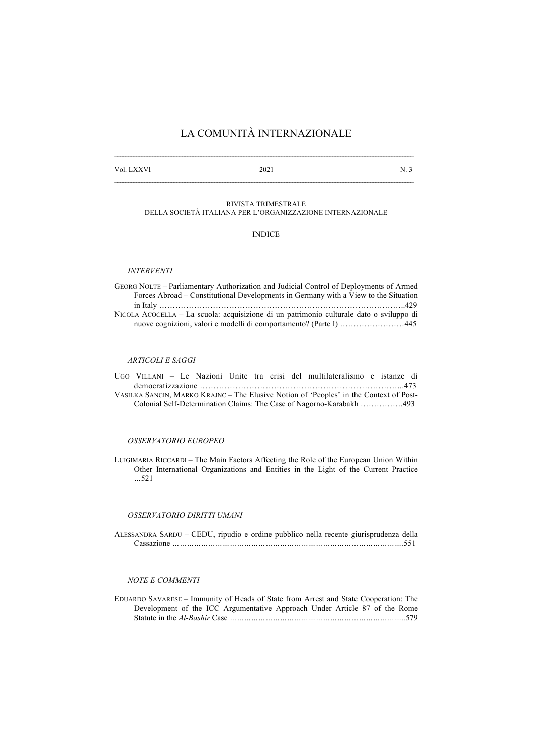# LA COMUNITÀ INTERNAZIONALE

Vol. LXXVI — 2021 — N. 3

RIVISTA TRIMESTRALE
DELLA SOCIETÀ ITALIANA PER L'ORGANIZZAZIONE INTERNAZIONALE

## INDICE

### *INTERVENTI*

GEORG NOLTE – Parliamentary Authorization and Judicial Control of Deployments of Armed Forces Abroad – Constitutional Developments in Germany with a View to the Situation in Italy ………………………………………………………………………………….429

NICOLA ACOCELLA – La scuola: acquisizione di un patrimonio culturale dato o sviluppo di nuove cognizioni, valori e modelli di comportamento? (Parte I) ……………………445

### *ARTICOLI E SAGGI*

UGO VILLANI – Le Nazioni Unite tra crisi del multilateralismo e istanze di democratizzazione ………………………………………………………………..473

VASILKA SANCIN, MARKO KRAJNC – The Elusive Notion of 'Peoples' in the Context of Post-Colonial Self-Determination Claims: The Case of Nagorno-Karabakh …………….493

### *OSSERVATORIO EUROPEO*

LUIGIMARIA RICCARDI – The Main Factors Affecting the Role of the European Union Within Other International Organizations and Entities in the Light of the Current Practice …521

### *OSSERVATORIO DIRITTI UMANI*

ALESSANDRA SARDU – CEDU, ripudio e ordine pubblico nella recente giurisprudenza della Cassazione …………………………………………………………………………….551

### *NOTE E COMMENTI*

EDUARDO SAVARESE – Immunity of Heads of State from Arrest and State Cooperation: The Development of the ICC Argumentative Approach Under Article 87 of the Rome Statute in the *Al-Bashir* Case ………………………………………………………….579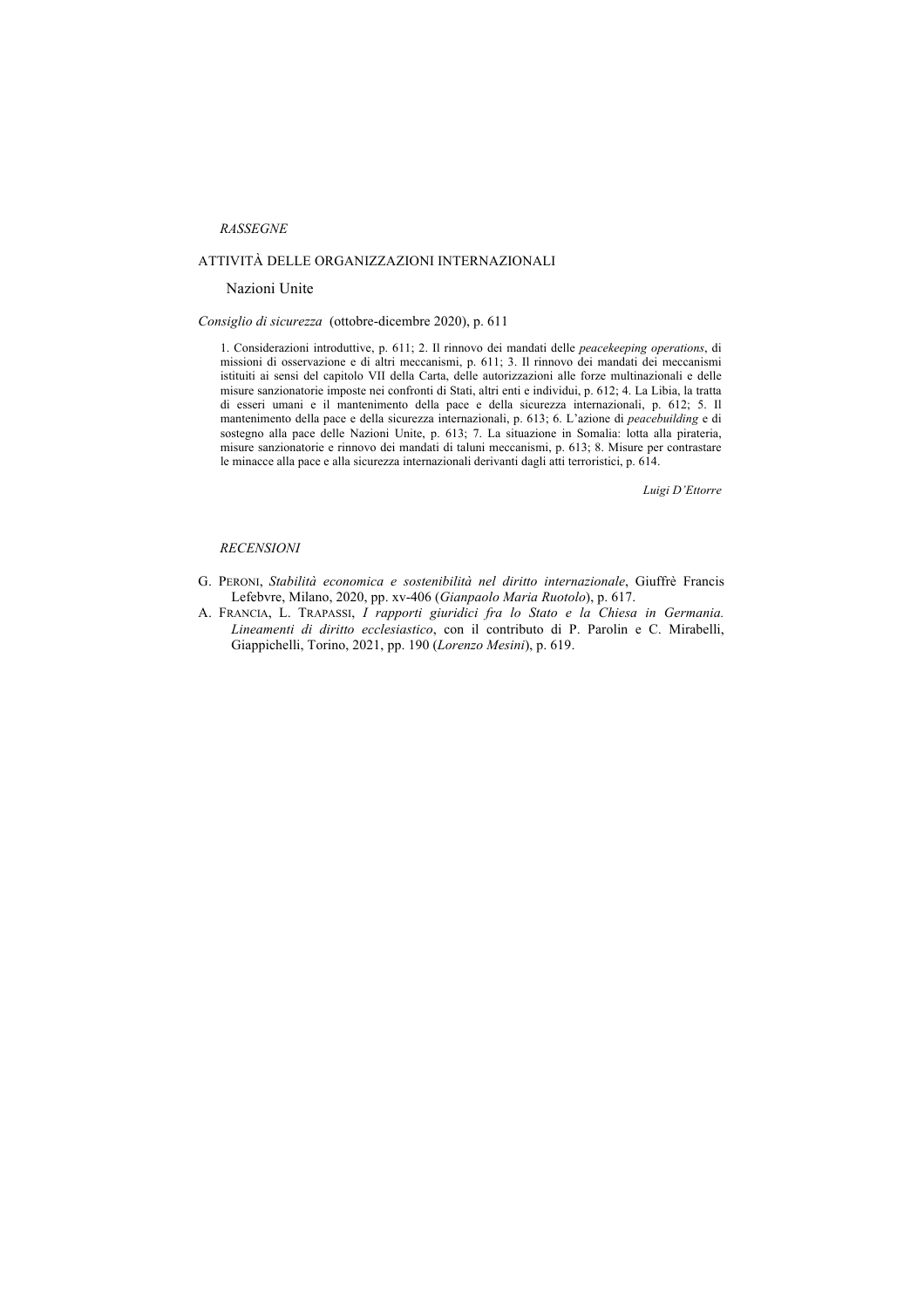*RASSEGNE*

## ATTIVITÀ DELLE ORGANIZZAZIONI INTERNAZIONALI

### Nazioni Unite

*Consiglio di sicurezza* (ottobre-dicembre 2020), p. 611

1. Considerazioni introduttive, p. 611; 2. Il rinnovo dei mandati delle *peacekeeping operations*, di missioni di osservazione e di altri meccanismi, p. 611; 3. Il rinnovo dei mandati dei meccanismi istituiti ai sensi del capitolo VII della Carta, delle autorizzazioni alle forze multinazionali e delle misure sanzionatorie imposte nei confronti di Stati, altri enti e individui, p. 612; 4. La Libia, la tratta di esseri umani e il mantenimento della pace e della sicurezza internazionali, p. 612; 5. Il mantenimento della pace e della sicurezza internazionali, p. 613; 6. L'azione di *peacebuilding* e di sostegno alla pace delle Nazioni Unite, p. 613; 7. La situazione in Somalia: lotta alla pirateria, misure sanzionatorie e rinnovo dei mandati di taluni meccanismi, p. 613; 8. Misure per contrastare le minacce alla pace e alla sicurezza internazionali derivanti dagli atti terroristici, p. 614.

*Luigi D'Ettorre*

*RECENSIONI*

G. PERONI, *Stabilità economica e sostenibilità nel diritto internazionale*, Giuffrè Francis Lefebvre, Milano, 2020, pp. xv-406 (*Gianpaolo Maria Ruotolo*), p. 617.

A. FRANCIA, L. TRAPASSI, *I rapporti giuridici fra lo Stato e la Chiesa in Germania. Lineamenti di diritto ecclesiastico*, con il contributo di P. Parolin e C. Mirabelli, Giappichelli, Torino, 2021, pp. 190 (*Lorenzo Mesini*), p. 619.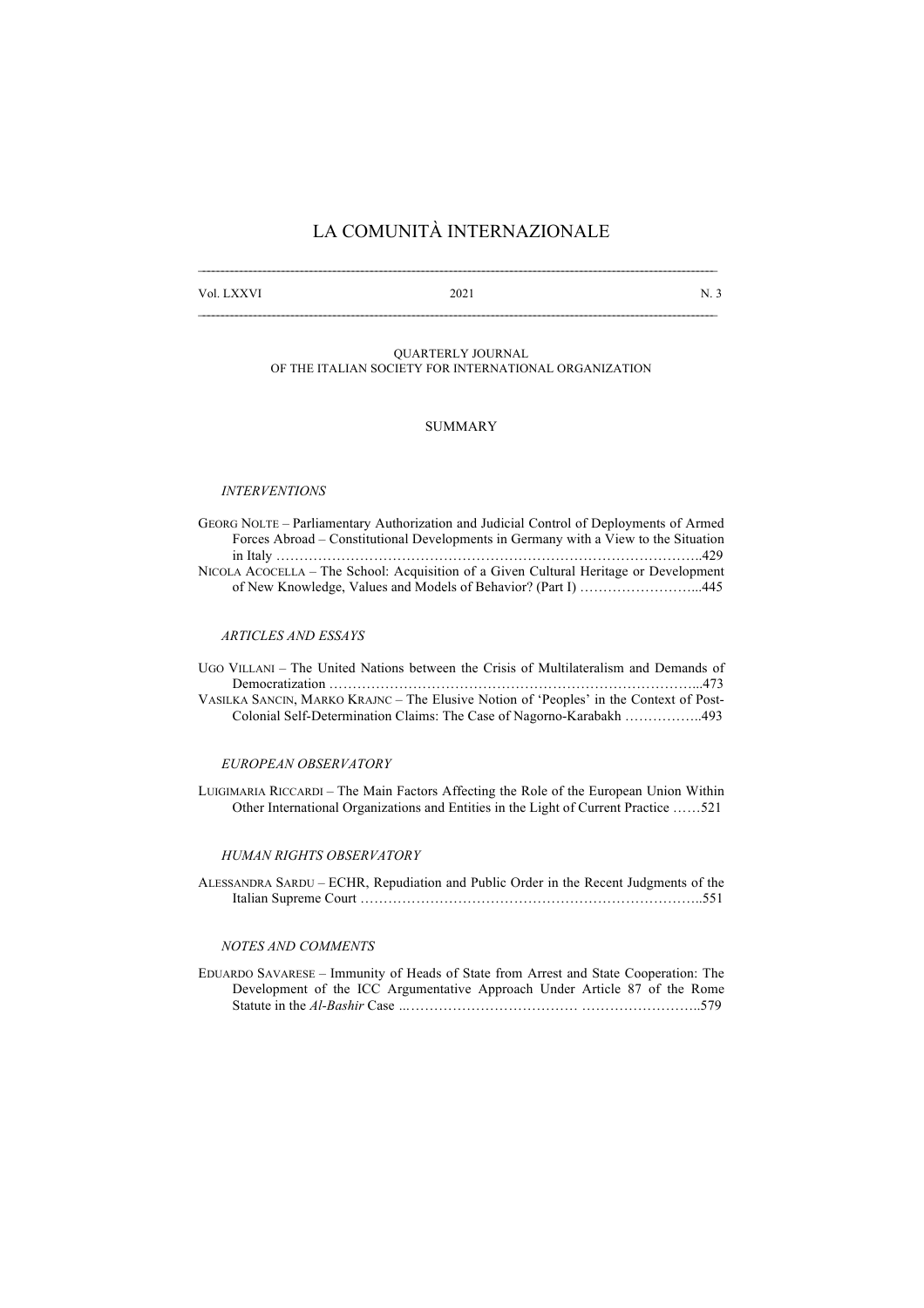# LA COMUNITÀ INTERNAZIONALE

Vol. LXXVI — 2021 — N. 3

QUARTERLY JOURNAL
OF THE ITALIAN SOCIETY FOR INTERNATIONAL ORGANIZATION

## SUMMARY

### *INTERVENTIONS*

GEORG NOLTE – Parliamentary Authorization and Judicial Control of Deployments of Armed Forces Abroad – Constitutional Developments in Germany with a View to the Situation in Italy ……………………………………………………………………………….429

NICOLA ACOCELLA – The School: Acquisition of a Given Cultural Heritage or Development of New Knowledge, Values and Models of Behavior? (Part I) ……………………...445

### *ARTICLES AND ESSAYS*

UGO VILLANI – The United Nations between the Crisis of Multilateralism and Demands of Democratization ……………………………………………………………………...473

VASILKA SANCIN, MARKO KRAJNC – The Elusive Notion of 'Peoples' in the Context of Post-Colonial Self-Determination Claims: The Case of Nagorno-Karabakh ……………..493

### *EUROPEAN OBSERVATORY*

LUIGIMARIA RICCARDI – The Main Factors Affecting the Role of the European Union Within Other International Organizations and Entities in the Light of Current Practice ……521

### *HUMAN RIGHTS OBSERVATORY*

ALESSANDRA SARDU – ECHR, Repudiation and Public Order in the Recent Judgments of the Italian Supreme Court …………………………………………………………………..551

### *NOTES AND COMMENTS*

EDUARDO SAVARESE – Immunity of Heads of State from Arrest and State Cooperation: The Development of the ICC Argumentative Approach Under Article 87 of the Rome Statute in the *Al-Bashir* Case ..……………………………… ……………………..579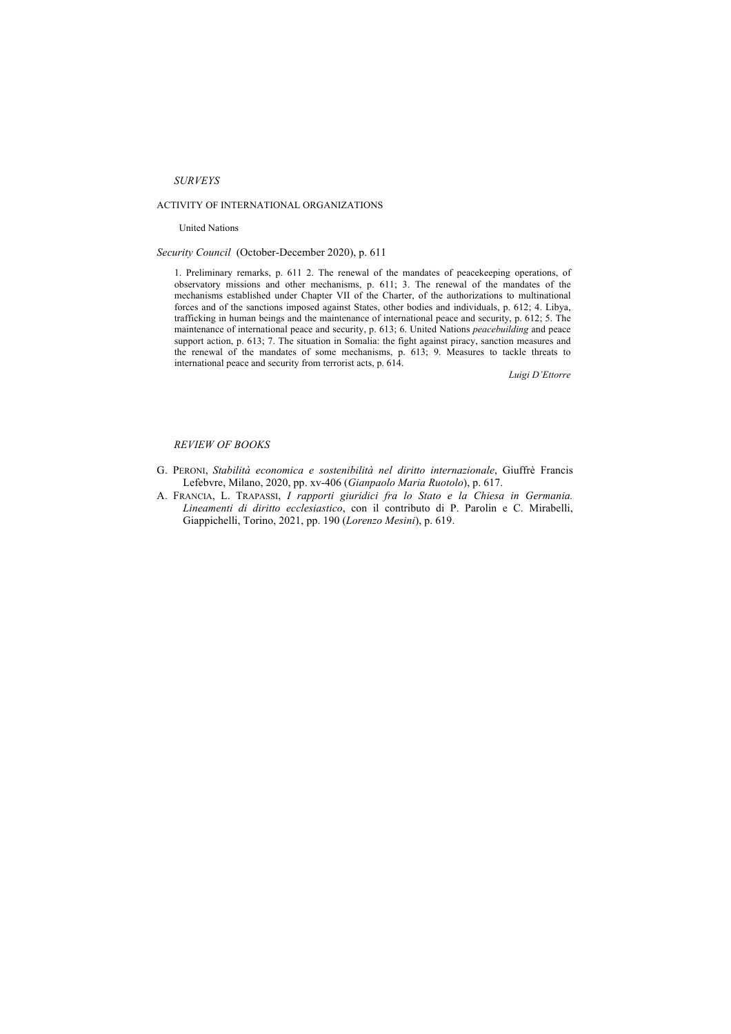*SURVEYS*

ACTIVITY OF INTERNATIONAL ORGANIZATIONS

United Nations

*Security Council* (October-December 2020), p. 611

1. Preliminary remarks, p. 611 2. The renewal of the mandates of peacekeeping operations, of observatory missions and other mechanisms, p. 611; 3. The renewal of the mandates of the mechanisms established under Chapter VII of the Charter, of the authorizations to multinational forces and of the sanctions imposed against States, other bodies and individuals, p. 612; 4. Libya, trafficking in human beings and the maintenance of international peace and security, p. 612; 5. The maintenance of international peace and security, p. 613; 6. United Nations *peacebuilding* and peace support action, p. 613; 7. The situation in Somalia: the fight against piracy, sanction measures and the renewal of the mandates of some mechanisms, p. 613; 9. Measures to tackle threats to international peace and security from terrorist acts, p. 614.

*Luigi D'Ettorre*

*REVIEW OF BOOKS*

G. PERONI, *Stabilità economica e sostenibilità nel diritto internazionale*, Giuffrè Francis Lefebvre, Milano, 2020, pp. xv-406 (*Gianpaolo Maria Ruotolo*), p. 617.

A. FRANCIA, L. TRAPASSI, *I rapporti giuridici fra lo Stato e la Chiesa in Germania. Lineamenti di diritto ecclesiastico*, con il contributo di P. Parolin e C. Mirabelli, Giappichelli, Torino, 2021, pp. 190 (*Lorenzo Mesini*), p. 619.